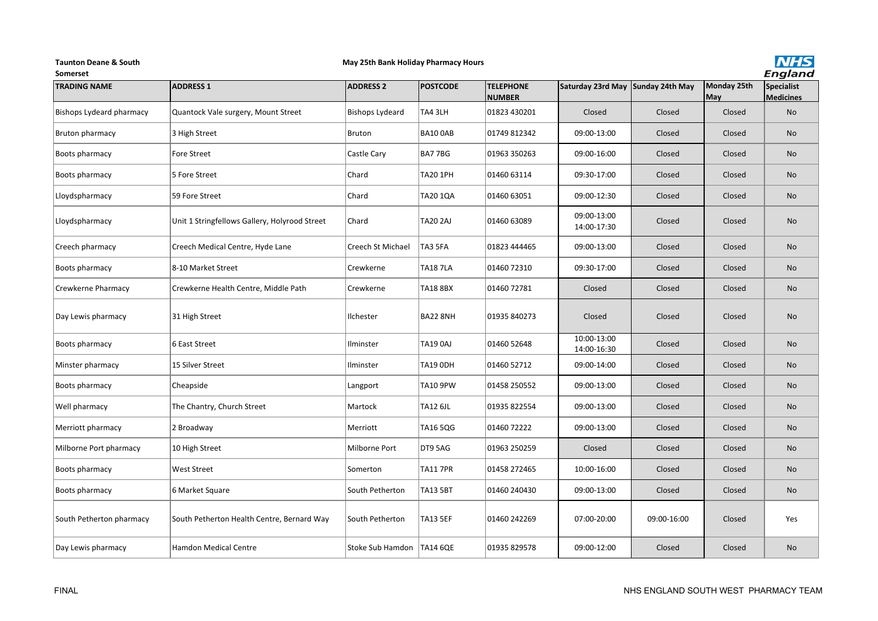**Taunton Deane & South Somerset**

**May 25th Bank Holiday Pharmacy Hours**

| TRADING NAME | ADDRESS 1 | ADDRESS 2 | POSTCODE | TELEPHONE NUMBER | Saturday 23rd May | Sunday 24th May | Monday 25th May | Specialist Medicines |
|---|---|---|---|---|---|---|---|---|
| Bishops Lydeard pharmacy | Quantock Vale surgery, Mount Street | Bishops Lydeard | TA4 3LH | 01823 430201 | Closed | Closed | Closed | No |
| Bruton pharmacy | 3 High Street | Bruton | BA10 0AB | 01749 812342 | 09:00-13:00 | Closed | Closed | No |
| Boots pharmacy | Fore Street | Castle Cary | BA7 7BG | 01963 350263 | 09:00-16:00 | Closed | Closed | No |
| Boots pharmacy | 5 Fore Street | Chard | TA20 1PH | 01460 63114 | 09:30-17:00 | Closed | Closed | No |
| Lloydspharmacy | 59 Fore Street | Chard | TA20 1QA | 01460 63051 | 09:00-12:30 | Closed | Closed | No |
| Lloydspharmacy | Unit 1 Stringfellows Gallery, Holyrood Street | Chard | TA20 2AJ | 01460 63089 | 09:00-13:00 14:00-17:30 | Closed | Closed | No |
| Creech pharmacy | Creech Medical Centre, Hyde Lane | Creech St Michael | TA3 5FA | 01823 444465 | 09:00-13:00 | Closed | Closed | No |
| Boots pharmacy | 8-10 Market Street | Crewkerne | TA18 7LA | 01460 72310 | 09:30-17:00 | Closed | Closed | No |
| Crewkerne Pharmacy | Crewkerne Health Centre, Middle Path | Crewkerne | TA18 8BX | 01460 72781 | Closed | Closed | Closed | No |
| Day Lewis pharmacy | 31 High Street | Ilchester | BA22 8NH | 01935 840273 | Closed | Closed | Closed | No |
| Boots pharmacy | 6 East Street | Ilminster | TA19 0AJ | 01460 52648 | 10:00-13:00 14:00-16:30 | Closed | Closed | No |
| Minster pharmacy | 15 Silver Street | Ilminster | TA19 0DH | 01460 52712 | 09:00-14:00 | Closed | Closed | No |
| Boots pharmacy | Cheapside | Langport | TA10 9PW | 01458 250552 | 09:00-13:00 | Closed | Closed | No |
| Well pharmacy | The Chantry, Church Street | Martock | TA12 6JL | 01935 822554 | 09:00-13:00 | Closed | Closed | No |
| Merriott pharmacy | 2 Broadway | Merriott | TA16 5QG | 01460 72222 | 09:00-13:00 | Closed | Closed | No |
| Milborne Port pharmacy | 10 High Street | Milborne Port | DT9 5AG | 01963 250259 | Closed | Closed | Closed | No |
| Boots pharmacy | West Street | Somerton | TA11 7PR | 01458 272465 | 10:00-16:00 | Closed | Closed | No |
| Boots pharmacy | 6 Market Square | South Petherton | TA13 5BT | 01460 240430 | 09:00-13:00 | Closed | Closed | No |
| South Petherton pharmacy | South Petherton Health Centre, Bernard Way | South Petherton | TA13 5EF | 01460 242269 | 07:00-20:00 | 09:00-16:00 | Closed | Yes |
| Day Lewis pharmacy | Hamdon Medical Centre | Stoke Sub Hamdon | TA14 6QE | 01935 829578 | 09:00-12:00 | Closed | Closed | No |

FINAL

NHS ENGLAND SOUTH WEST PHARMACY TEAM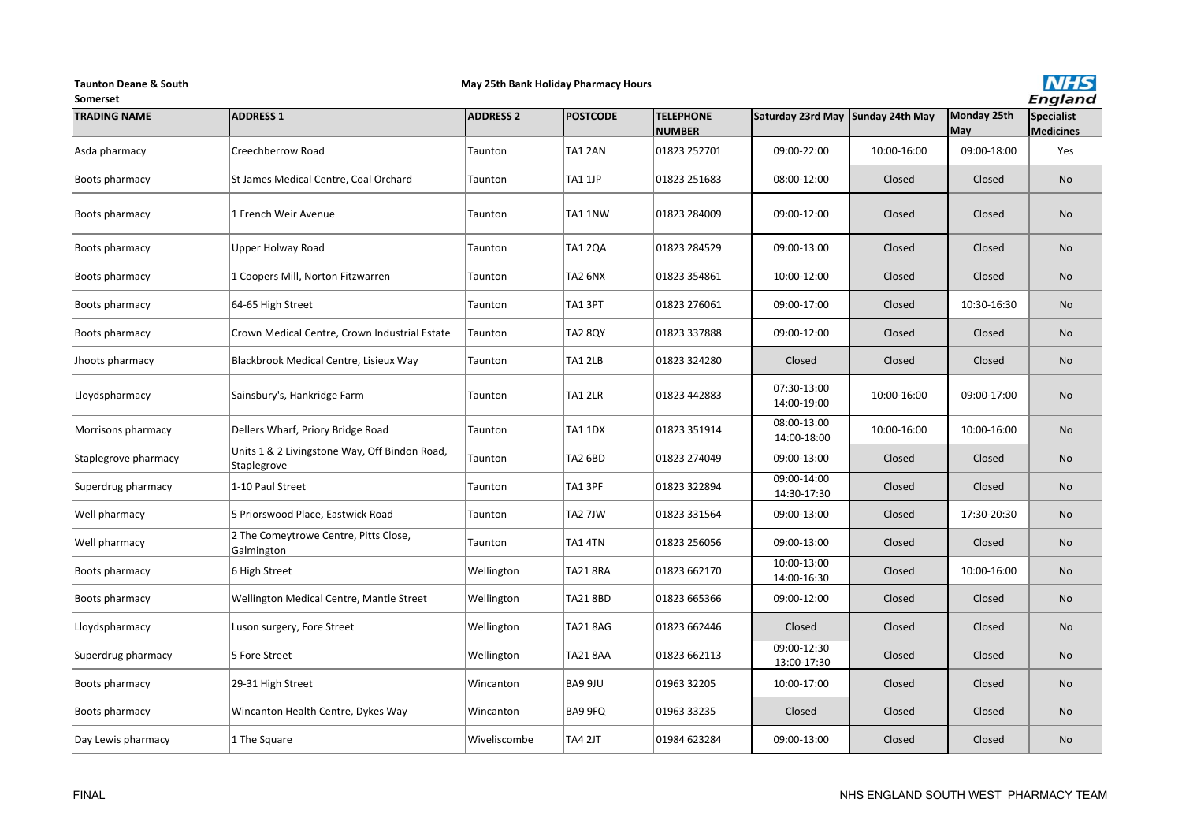**Taunton Deane & South Somerset**

**May 25th Bank Holiday Pharmacy Hours**

| TRADING NAME | ADDRESS 1 | ADDRESS 2 | POSTCODE | TELEPHONE NUMBER | Saturday 23rd May | Sunday 24th May | Monday 25th May | Specialist Medicines |
|---|---|---|---|---|---|---|---|---|
| Asda pharmacy | Creechberrow Road | Taunton | TA1 2AN | 01823 252701 | 09:00-22:00 | 10:00-16:00 | 09:00-18:00 | Yes |
| Boots pharmacy | St James Medical Centre, Coal Orchard | Taunton | TA1 1JP | 01823 251683 | 08:00-12:00 | Closed | Closed | No |
| Boots pharmacy | 1 French Weir Avenue | Taunton | TA1 1NW | 01823 284009 | 09:00-12:00 | Closed | Closed | No |
| Boots pharmacy | Upper Holway Road | Taunton | TA1 2QA | 01823 284529 | 09:00-13:00 | Closed | Closed | No |
| Boots pharmacy | 1 Coopers Mill, Norton Fitzwarren | Taunton | TA2 6NX | 01823 354861 | 10:00-12:00 | Closed | Closed | No |
| Boots pharmacy | 64-65 High Street | Taunton | TA1 3PT | 01823 276061 | 09:00-17:00 | Closed | 10:30-16:30 | No |
| Boots pharmacy | Crown Medical Centre, Crown Industrial Estate | Taunton | TA2 8QY | 01823 337888 | 09:00-12:00 | Closed | Closed | No |
| Jhoots pharmacy | Blackbrook Medical Centre, Lisieux Way | Taunton | TA1 2LB | 01823 324280 | Closed | Closed | Closed | No |
| Lloydspharmacy | Sainsbury's, Hankridge Farm | Taunton | TA1 2LR | 01823 442883 | 07:30-13:00 14:00-19:00 | 10:00-16:00 | 09:00-17:00 | No |
| Morrisons pharmacy | Dellers Wharf, Priory Bridge Road | Taunton | TA1 1DX | 01823 351914 | 08:00-13:00 14:00-18:00 | 10:00-16:00 | 10:00-16:00 | No |
| Staplegrove pharmacy | Units 1 & 2 Livingstone Way, Off Bindon Road, Staplegrove | Taunton | TA2 6BD | 01823 274049 | 09:00-13:00 | Closed | Closed | No |
| Superdrug pharmacy | 1-10 Paul Street | Taunton | TA1 3PF | 01823 322894 | 09:00-14:00 14:30-17:30 | Closed | Closed | No |
| Well pharmacy | 5 Priorswood Place, Eastwick Road | Taunton | TA2 7JW | 01823 331564 | 09:00-13:00 | Closed | 17:30-20:30 | No |
| Well pharmacy | 2 The Comeytrowe Centre, Pitts Close, Galmington | Taunton | TA1 4TN | 01823 256056 | 09:00-13:00 | Closed | Closed | No |
| Boots pharmacy | 6 High Street | Wellington | TA21 8RA | 01823 662170 | 10:00-13:00 14:00-16:30 | Closed | 10:00-16:00 | No |
| Boots pharmacy | Wellington Medical Centre, Mantle Street | Wellington | TA21 8BD | 01823 665366 | 09:00-12:00 | Closed | Closed | No |
| Lloydspharmacy | Luson surgery, Fore Street | Wellington | TA21 8AG | 01823 662446 | Closed | Closed | Closed | No |
| Superdrug pharmacy | 5 Fore Street | Wellington | TA21 8AA | 01823 662113 | 09:00-12:30 13:00-17:30 | Closed | Closed | No |
| Boots pharmacy | 29-31 High Street | Wincanton | BA9 9JU | 01963 32205 | 10:00-17:00 | Closed | Closed | No |
| Boots pharmacy | Wincanton Health Centre, Dykes Way | Wincanton | BA9 9FQ | 01963 33235 | Closed | Closed | Closed | No |
| Day Lewis pharmacy | 1 The Square | Wiveliscombe | TA4 2JT | 01984 623284 | 09:00-13:00 | Closed | Closed | No |

FINAL

NHS ENGLAND SOUTH WEST PHARMACY TEAM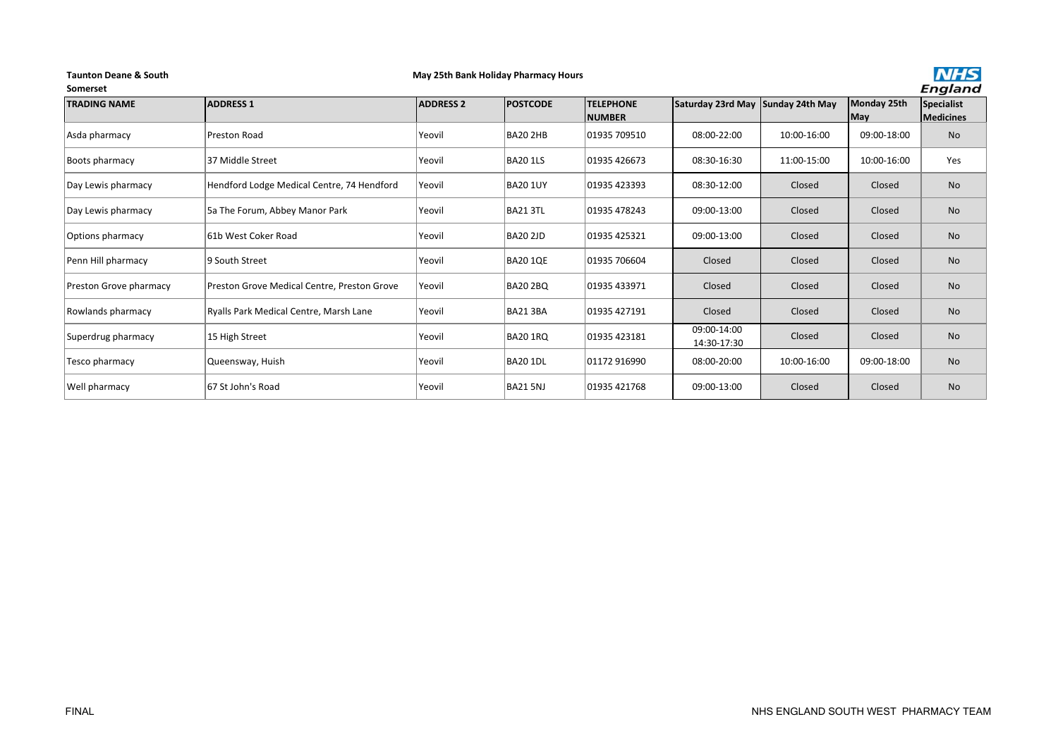**Taunton Deane & South Somerset**

**May 25th Bank Holiday Pharmacy Hours**

NHS England

| TRADING NAME | ADDRESS 1 | ADDRESS 2 | POSTCODE | TELEPHONE NUMBER | Saturday 23rd May | Sunday 24th May | Monday 25th May | Specialist Medicines |
|---|---|---|---|---|---|---|---|---|
| Asda pharmacy | Preston Road | Yeovil | BA20 2HB | 01935 709510 | 08:00-22:00 | 10:00-16:00 | 09:00-18:00 | No |
| Boots pharmacy | 37 Middle Street | Yeovil | BA20 1LS | 01935 426673 | 08:30-16:30 | 11:00-15:00 | 10:00-16:00 | Yes |
| Day Lewis pharmacy | Hendford Lodge Medical Centre, 74 Hendford | Yeovil | BA20 1UY | 01935 423393 | 08:30-12:00 | Closed | Closed | No |
| Day Lewis pharmacy | 5a The Forum, Abbey Manor Park | Yeovil | BA21 3TL | 01935 478243 | 09:00-13:00 | Closed | Closed | No |
| Options pharmacy | 61b West Coker Road | Yeovil | BA20 2JD | 01935 425321 | 09:00-13:00 | Closed | Closed | No |
| Penn Hill pharmacy | 9 South Street | Yeovil | BA20 1QE | 01935 706604 | Closed | Closed | Closed | No |
| Preston Grove pharmacy | Preston Grove Medical Centre, Preston Grove | Yeovil | BA20 2BQ | 01935 433971 | Closed | Closed | Closed | No |
| Rowlands pharmacy | Ryalls Park Medical Centre, Marsh Lane | Yeovil | BA21 3BA | 01935 427191 | Closed | Closed | Closed | No |
| Superdrug pharmacy | 15 High Street | Yeovil | BA20 1RQ | 01935 423181 | 09:00-14:00 14:30-17:30 | Closed | Closed | No |
| Tesco pharmacy | Queensway, Huish | Yeovil | BA20 1DL | 01172 916990 | 08:00-20:00 | 10:00-16:00 | 09:00-18:00 | No |
| Well pharmacy | 67 St John's Road | Yeovil | BA21 5NJ | 01935 421768 | 09:00-13:00 | Closed | Closed | No |

FINAL

NHS ENGLAND SOUTH WEST PHARMACY TEAM